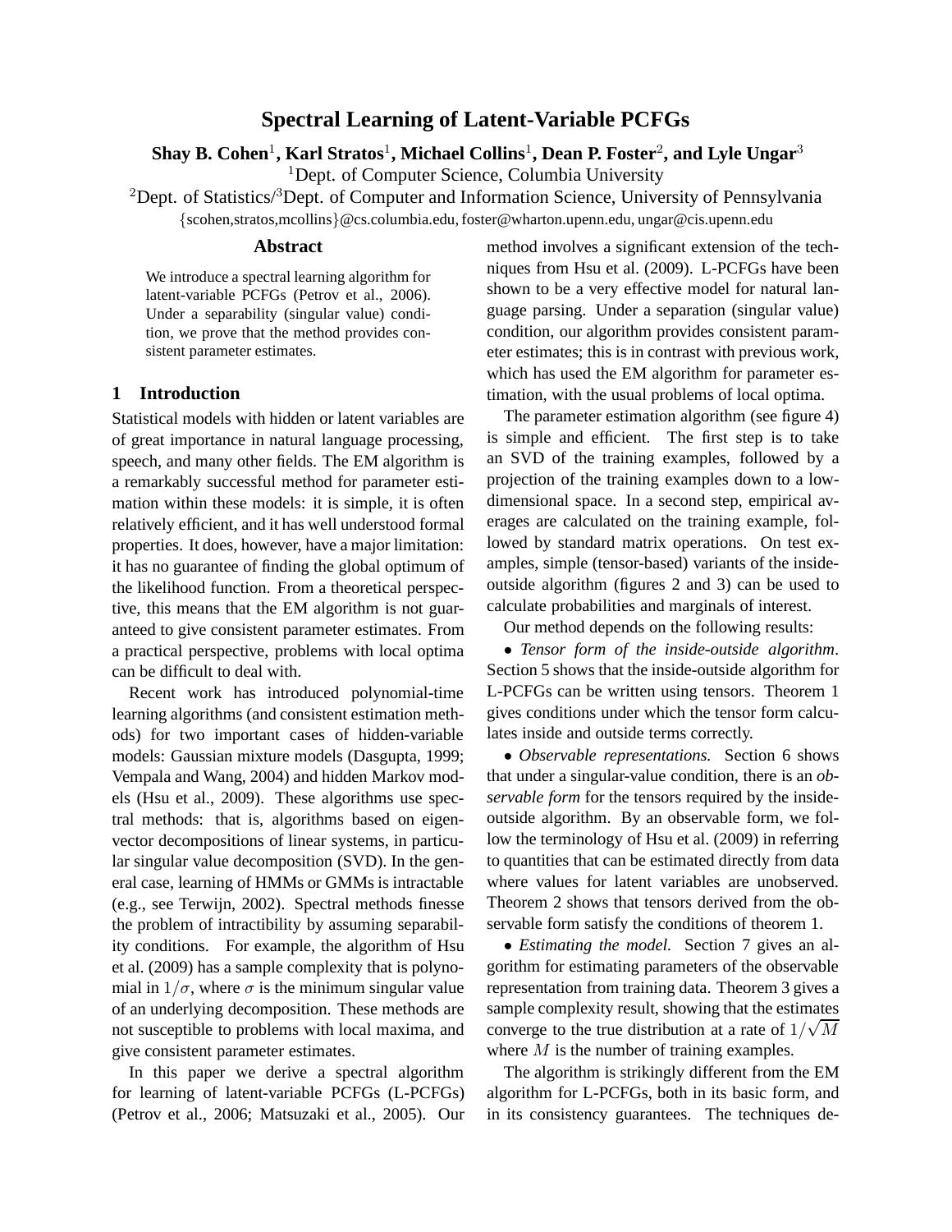# Spectral Learning of Latent-Variable PCFGs

**Shay B. Cohen[1], Karl Stratos[1], Michael Collins[1], Dean P. Foster[2], and Lyle Ungar[3]**

[1]Dept. of Computer Science, Columbia University

[2]Dept. of Statistics/[3]Dept. of Computer and Information Science, University of Pennsylvania

{scohen,stratos,mcollins}@cs.columbia.edu, foster@wharton.upenn.edu, ungar@cis.upenn.edu

## Abstract

We introduce a spectral learning algorithm for latent-variable PCFGs (Petrov et al., 2006). Under a separability (singular value) condition, we prove that the method provides consistent parameter estimates.

## 1 Introduction

Statistical models with hidden or latent variables are of great importance in natural language processing, speech, and many other fields. The EM algorithm is a remarkably successful method for parameter estimation within these models: it is simple, it is often relatively efficient, and it has well understood formal properties. It does, however, have a major limitation: it has no guarantee of finding the global optimum of the likelihood function. From a theoretical perspective, this means that the EM algorithm is not guaranteed to give consistent parameter estimates. From a practical perspective, problems with local optima can be difficult to deal with.

Recent work has introduced polynomial-time learning algorithms (and consistent estimation methods) for two important cases of hidden-variable models: Gaussian mixture models (Dasgupta, 1999; Vempala and Wang, 2004) and hidden Markov models (Hsu et al., 2009). These algorithms use spectral methods: that is, algorithms based on eigenvector decompositions of linear systems, in particular singular value decomposition (SVD). In the general case, learning of HMMs or GMMs is intractable (e.g., see Terwijn, 2002). Spectral methods finesse the problem of intractibility by assuming separability conditions. For example, the algorithm of Hsu et al. (2009) has a sample complexity that is polynomial in $1/\sigma$, where $\sigma$ is the minimum singular value of an underlying decomposition. These methods are not susceptible to problems with local maxima, and give consistent parameter estimates.

In this paper we derive a spectral algorithm for learning of latent-variable PCFGs (L-PCFGs) (Petrov et al., 2006; Matsuzaki et al., 2005). Our method involves a significant extension of the techniques from Hsu et al. (2009). L-PCFGs have been shown to be a very effective model for natural language parsing. Under a separation (singular value) condition, our algorithm provides consistent parameter estimates; this is in contrast with previous work, which has used the EM algorithm for parameter estimation, with the usual problems of local optima.

The parameter estimation algorithm (see figure 4) is simple and efficient. The first step is to take an SVD of the training examples, followed by a projection of the training examples down to a low-dimensional space. In a second step, empirical averages are calculated on the training example, followed by standard matrix operations. On test examples, simple (tensor-based) variants of the inside-outside algorithm (figures 2 and 3) can be used to calculate probabilities and marginals of interest.

Our method depends on the following results:

- *Tensor form of the inside-outside algorithm*. Section 5 shows that the inside-outside algorithm for L-PCFGs can be written using tensors. Theorem 1 gives conditions under which the tensor form calculates inside and outside terms correctly.
- *Observable representations.* Section 6 shows that under a singular-value condition, there is an *observable form* for the tensors required by the inside-outside algorithm. By an observable form, we follow the terminology of Hsu et al. (2009) in referring to quantities that can be estimated directly from data where values for latent variables are unobserved. Theorem 2 shows that tensors derived from the observable form satisfy the conditions of theorem 1.
- *Estimating the model.* Section 7 gives an algorithm for estimating parameters of the observable representation from training data. Theorem 3 gives a sample complexity result, showing that the estimates converge to the true distribution at a rate of $1/\sqrt{M}$ where $M$ is the number of training examples.

The algorithm is strikingly different from the EM algorithm for L-PCFGs, both in its basic form, and in its consistency guarantees. The techniques de-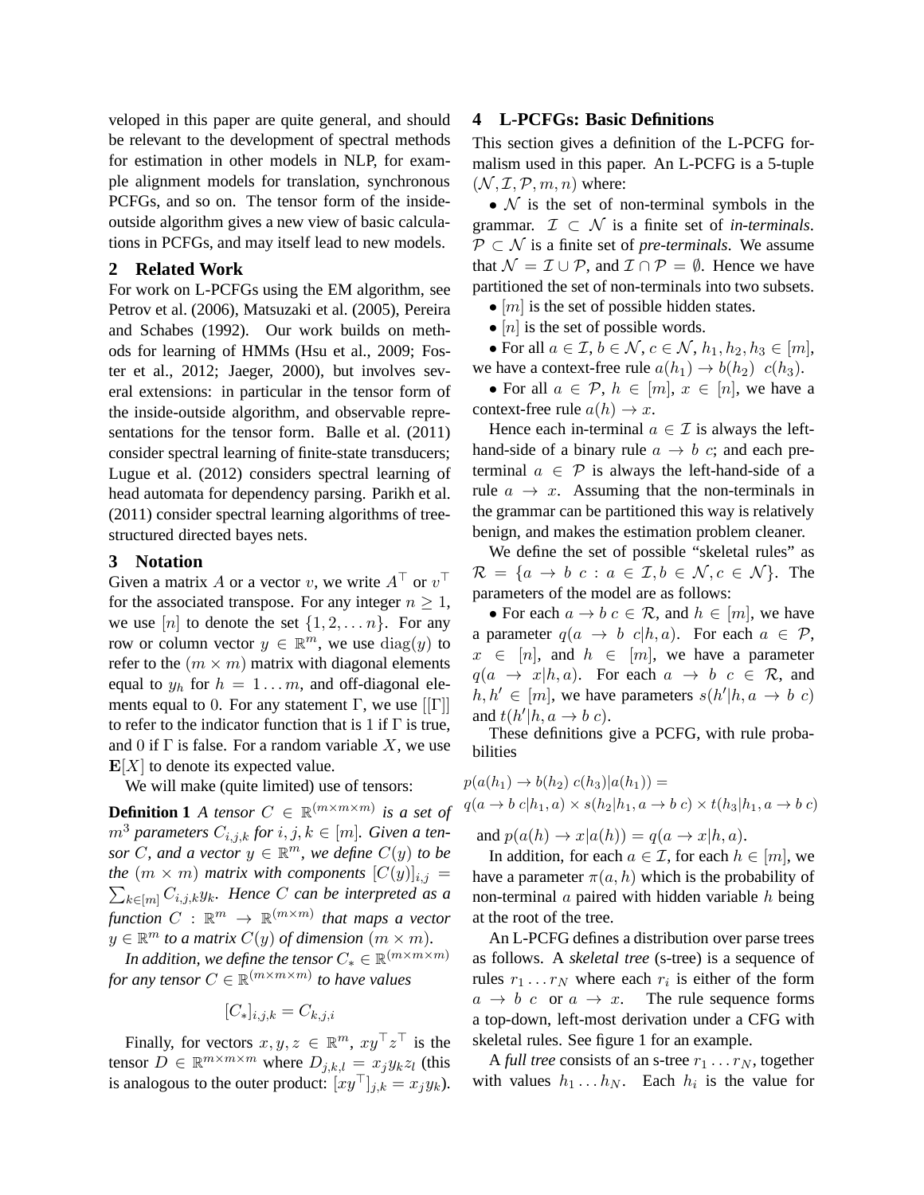veloped in this paper are quite general, and should be relevant to the development of spectral methods for estimation in other models in NLP, for example alignment models for translation, synchronous PCFGs, and so on. The tensor form of the inside-outside algorithm gives a new view of basic calculations in PCFGs, and may itself lead to new models.

## 2 Related Work

For work on L-PCFGs using the EM algorithm, see Petrov et al. (2006), Matsuzaki et al. (2005), Pereira and Schabes (1992). Our work builds on methods for learning of HMMs (Hsu et al., 2009; Foster et al., 2012; Jaeger, 2000), but involves several extensions: in particular in the tensor form of the inside-outside algorithm, and observable representations for the tensor form. Balle et al. (2011) consider spectral learning of finite-state transducers; Lugue et al. (2012) considers spectral learning of head automata for dependency parsing. Parikh et al. (2011) consider spectral learning algorithms of tree-structured directed bayes nets.

## 3 Notation

Given a matrix $A$ or a vector $v$, we write $A^\top$ or $v^\top$ for the associated transpose. For any integer $n \geq 1$, we use $[n]$ to denote the set $\{1, 2, \ldots n\}$. For any row or column vector $y \in \mathbb{R}^m$, we use $\text{diag}(y)$ to refer to the $(m \times m)$ matrix with diagonal elements equal to $y_h$ for $h = 1 \ldots m$, and off-diagonal elements equal to 0. For any statement $\Gamma$, we use $[[\Gamma]]$ to refer to the indicator function that is 1 if $\Gamma$ is true, and 0 if $\Gamma$ is false. For a random variable $X$, we use $\mathbf{E}[X]$ to denote its expected value.

We will make (quite limited) use of tensors:

**Definition 1** *A tensor $C \in \mathbb{R}^{(m \times m \times m)}$ is a set of $m^3$ parameters $C_{i,j,k}$ for $i, j, k \in [m]$. Given a tensor $C$, and a vector $y \in \mathbb{R}^m$, we define $C(y)$ to be the $(m \times m)$ matrix with components $[C(y)]_{i,j} = \sum_{k \in [m]} C_{i,j,k} y_k$. Hence $C$ can be interpreted as a function $C : \mathbb{R}^m \rightarrow \mathbb{R}^{(m \times m)}$ that maps a vector $y \in \mathbb{R}^m$ to a matrix $C(y)$ of dimension $(m \times m)$.*

*In addition, we define the tensor $C_* \in \mathbb{R}^{(m \times m \times m)}$ for any tensor $C \in \mathbb{R}^{(m \times m \times m)}$ to have values*

$$[C_*]_{i,j,k} = C_{k,j,i}$$

Finally, for vectors $x, y, z \in \mathbb{R}^m$, $xy^\top z^\top$ is the tensor $D \in \mathbb{R}^{m \times m \times m}$ where $D_{j,k,l} = x_j y_k z_l$ (this is analogous to the outer product: $[xy^\top]_{j,k} = x_j y_k$).

## 4 L-PCFGs: Basic Definitions

This section gives a definition of the L-PCFG formalism used in this paper. An L-PCFG is a 5-tuple $(\mathcal{N}, \mathcal{I}, \mathcal{P}, m, n)$ where:

- $\mathcal{N}$ is the set of non-terminal symbols in the grammar. $\mathcal{I} \subset \mathcal{N}$ is a finite set of *in-terminals*. $\mathcal{P} \subset \mathcal{N}$ is a finite set of *pre-terminals*. We assume that $\mathcal{N} = \mathcal{I} \cup \mathcal{P}$, and $\mathcal{I} \cap \mathcal{P} = \emptyset$. Hence we have partitioned the set of non-terminals into two subsets.
- $[m]$ is the set of possible hidden states.
- $[n]$ is the set of possible words.
- For all $a \in \mathcal{I}$, $b \in \mathcal{N}$, $c \in \mathcal{N}$, $h_1, h_2, h_3 \in [m]$, we have a context-free rule $a(h_1) \rightarrow b(h_2)\ \ c(h_3)$.
- For all $a \in \mathcal{P}$, $h \in [m]$, $x \in [n]$, we have a context-free rule $a(h) \rightarrow x$.

Hence each in-terminal $a \in \mathcal{I}$ is always the left-hand-side of a binary rule $a \rightarrow b\ c$; and each pre-terminal $a \in \mathcal{P}$ is always the left-hand-side of a rule $a \rightarrow x$. Assuming that the non-terminals in the grammar can be partitioned this way is relatively benign, and makes the estimation problem cleaner.

We define the set of possible "skeletal rules" as $\mathcal{R} = \{a \rightarrow b\ c : a \in \mathcal{I}, b \in \mathcal{N}, c \in \mathcal{N}\}$. The parameters of the model are as follows:

- For each $a \rightarrow b\ c \in \mathcal{R}$, and $h \in [m]$, we have a parameter $q(a \rightarrow b\ c|h, a)$. For each $a \in \mathcal{P}$, $x \in [n]$, and $h \in [m]$, we have a parameter $q(a \rightarrow x|h, a)$. For each $a \rightarrow b\ c \in \mathcal{R}$, and $h, h' \in [m]$, we have parameters $s(h'|h, a \rightarrow b\ c)$ and $t(h'|h, a \rightarrow b\ c)$.

These definitions give a PCFG, with rule probabilities

$$p(a(h_1) \rightarrow b(h_2)\ c(h_3)|a(h_1)) =$$
$$q(a \rightarrow b\ c|h_1, a) \times s(h_2|h_1, a \rightarrow b\ c) \times t(h_3|h_1, a \rightarrow b\ c)$$

and $p(a(h) \rightarrow x|a(h)) = q(a \rightarrow x|h, a)$.

In addition, for each $a \in \mathcal{I}$, for each $h \in [m]$, we have a parameter $\pi(a, h)$ which is the probability of non-terminal $a$ paired with hidden variable $h$ being at the root of the tree.

An L-PCFG defines a distribution over parse trees as follows. A *skeletal tree* (s-tree) is a sequence of rules $r_1 \ldots r_N$ where each $r_i$ is either of the form $a \rightarrow b\ c$ or $a \rightarrow x$. The rule sequence forms a top-down, left-most derivation under a CFG with skeletal rules. See figure 1 for an example.

A *full tree* consists of an s-tree $r_1 \ldots r_N$, together with values $h_1 \ldots h_N$. Each $h_i$ is the value for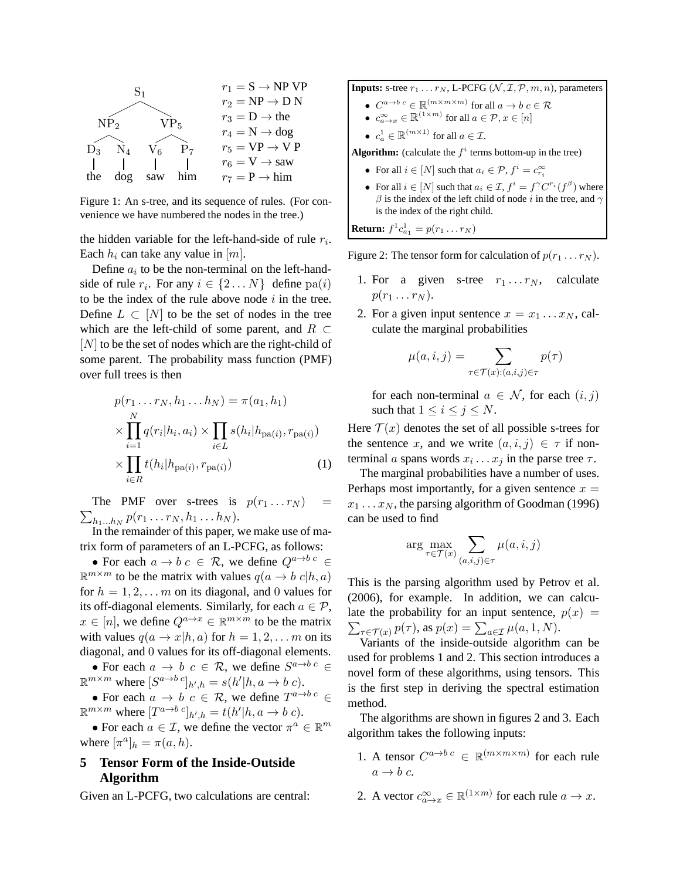```
                S₁
             /      \
          NP₂        VP₅
         /   \      /   \
       D₃    N₄   V₆    P₇
       |     |    |     |
      the   dog  saw   him
```

$r_1 = \text{S} \rightarrow \text{NP VP}$
$r_2 = \text{NP} \rightarrow \text{D N}$
$r_3 = \text{D} \rightarrow \text{the}$
$r_4 = \text{N} \rightarrow \text{dog}$
$r_5 = \text{VP} \rightarrow \text{V P}$
$r_6 = \text{V} \rightarrow \text{saw}$
$r_7 = \text{P} \rightarrow \text{him}$

Figure 1: An s-tree, and its sequence of rules. (For convenience we have numbered the nodes in the tree.)

the hidden variable for the left-hand-side of rule $r_i$. Each $h_i$ can take any value in $[m]$.

Define $a_i$ to be the non-terminal on the left-hand-side of rule $r_i$. For any $i \in \{2 \dots N\}$ define $\text{pa}(i)$ to be the index of the rule above node $i$ in the tree. Define $L \subset [N]$ to be the set of nodes in the tree which are the left-child of some parent, and $R \subset [N]$ to be the set of nodes which are the right-child of some parent. The probability mass function (PMF) over full trees is then

$$
\begin{aligned}
p(r_1 \dots r_N, h_1 \dots h_N) &= \pi(a_1, h_1) \\
&\times \prod_{i=1}^{N} q(r_i | h_i, a_i) \times \prod_{i \in L} s(h_i | h_{\text{pa}(i)}, r_{\text{pa}(i)}) \\
&\times \prod_{i \in R} t(h_i | h_{\text{pa}(i)}, r_{\text{pa}(i)}) \qquad (1)
\end{aligned}
$$

The PMF over s-trees is $p(r_1 \dots r_N) = \sum_{h_1 \dots h_N} p(r_1 \dots r_N, h_1 \dots h_N)$.

In the remainder of this paper, we make use of matrix form of parameters of an L-PCFG, as follows:

- For each $a \rightarrow b\ c \in \mathcal{R}$, we define $Q^{a \rightarrow b\ c} \in \mathbb{R}^{m \times m}$ to be the matrix with values $q(a \rightarrow b\ c | h, a)$ for $h = 1, 2, \dots m$ on its diagonal, and 0 values for its off-diagonal elements. Similarly, for each $a \in \mathcal{P}$, $x \in [n]$, we define $Q^{a \rightarrow x} \in \mathbb{R}^{m \times m}$ to be the matrix with values $q(a \rightarrow x | h, a)$ for $h = 1, 2, \dots m$ on its diagonal, and 0 values for its off-diagonal elements.
- For each $a \rightarrow b\ c \in \mathcal{R}$, we define $S^{a \rightarrow b\ c} \in \mathbb{R}^{m \times m}$ where $[S^{a \rightarrow b\ c}]_{h',h} = s(h' | h, a \rightarrow b\ c)$.
- For each $a \rightarrow b\ c \in \mathcal{R}$, we define $T^{a \rightarrow b\ c} \in \mathbb{R}^{m \times m}$ where $[T^{a \rightarrow b\ c}]_{h',h} = t(h' | h, a \rightarrow b\ c)$.
- For each $a \in \mathcal{I}$, we define the vector $\pi^a \in \mathbb{R}^m$ where $[\pi^a]_h = \pi(a, h)$.

## 5 Tensor Form of the Inside-Outside Algorithm

Given an L-PCFG, two calculations are central:

---

**Inputs:** s-tree $r_1 \dots r_N$, L-PCFG $(\mathcal{N}, \mathcal{I}, \mathcal{P}, m, n)$, parameters

- $C^{a \rightarrow b\ c} \in \mathbb{R}^{(m \times m \times m)}$ for all $a \rightarrow b\ c \in \mathcal{R}$
- $c^\infty_{a \rightarrow x} \in \mathbb{R}^{(1 \times m)}$ for all $a \in \mathcal{P}, x \in [n]$
- $c^1_a \in \mathbb{R}^{(m \times 1)}$ for all $a \in \mathcal{I}$.

**Algorithm:** (calculate the $f^i$ terms bottom-up in the tree)

- For all $i \in [N]$ such that $a_i \in \mathcal{P}$, $f^i = c^\infty_{r_i}$
- For all $i \in [N]$ such that $a_i \in \mathcal{I}$, $f^i = f^\gamma C^{r_i}(f^\beta)$ where $\beta$ is the index of the left child of node $i$ in the tree, and $\gamma$ is the index of the right child.

**Return:** $f^1 c^1_{a_1} = p(r_1 \dots r_N)$

---

Figure 2: The tensor form for calculation of $p(r_1 \dots r_N)$.

1. For a given s-tree $r_1 \dots r_N$, calculate $p(r_1 \dots r_N)$.
2. For a given input sentence $x = x_1 \dots x_N$, calculate the marginal probabilities

$$
\mu(a, i, j) = \sum_{\tau \in \mathcal{T}(x) : (a,i,j) \in \tau} p(\tau)
$$

for each non-terminal $a \in \mathcal{N}$, for each $(i, j)$ such that $1 \leq i \leq j \leq N$.

Here $\mathcal{T}(x)$ denotes the set of all possible s-trees for the sentence $x$, and we write $(a, i, j) \in \tau$ if non-terminal $a$ spans words $x_i \dots x_j$ in the parse tree $\tau$.

The marginal probabilities have a number of uses. Perhaps most importantly, for a given sentence $x = x_1 \dots x_N$, the parsing algorithm of Goodman (1996) can be used to find

$$
\arg \max_{\tau \in \mathcal{T}(x)} \sum_{(a,i,j) \in \tau} \mu(a, i, j)
$$

This is the parsing algorithm used by Petrov et al. (2006), for example. In addition, we can calculate the probability for an input sentence, $p(x) = \sum_{\tau \in \mathcal{T}(x)} p(\tau)$, as $p(x) = \sum_{a \in \mathcal{I}} \mu(a, 1, N)$.

Variants of the inside-outside algorithm can be used for problems 1 and 2. This section introduces a novel form of these algorithms, using tensors. This is the first step in deriving the spectral estimation method.

The algorithms are shown in figures 2 and 3. Each algorithm takes the following inputs:

1. A tensor $C^{a \rightarrow b\ c} \in \mathbb{R}^{(m \times m \times m)}$ for each rule $a \rightarrow b\ c$.
2. A vector $c^\infty_{a \rightarrow x} \in \mathbb{R}^{(1 \times m)}$ for each rule $a \rightarrow x$.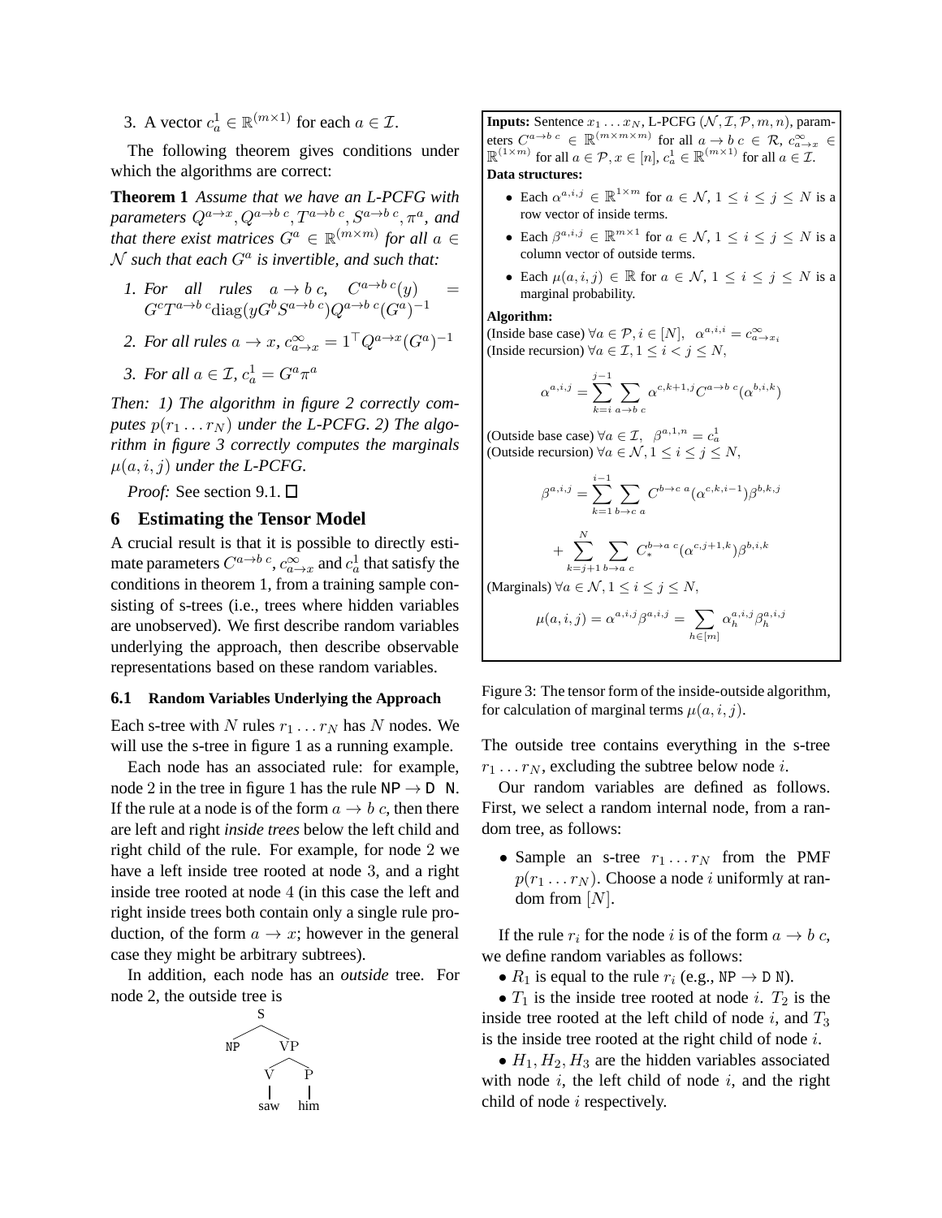3. A vector $c^1_a \in \mathbb{R}^{(m\times 1)}$ for each $a \in \mathcal{I}$.

The following theorem gives conditions under which the algorithms are correct:

**Theorem 1** *Assume that we have an L-PCFG with parameters $Q^{a\to x}, Q^{a\to b\ c}, T^{a\to b\ c}, S^{a\to b\ c}, \pi^a$, and that there exist matrices $G^a \in \mathbb{R}^{(m\times m)}$ for all $a \in \mathcal{N}$ such that each $G^a$ is invertible, and such that:*

1. *For all rules $a \to b\ c$, $C^{a\to b\ c}(y) = G^c T^{a\to b\ c}\text{diag}(yG^b S^{a\to b\ c})Q^{a\to b\ c}(G^a)^{-1}$*
2. *For all rules $a \to x$, $c^\infty_{a\to x} = 1^\top Q^{a\to x}(G^a)^{-1}$*
3. *For all $a \in \mathcal{I}$, $c^1_a = G^a \pi^a$*

*Then: 1) The algorithm in figure 2 correctly computes $p(r_1 \ldots r_N)$ under the L-PCFG. 2) The algorithm in figure 3 correctly computes the marginals $\mu(a, i, j)$ under the L-PCFG.*

*Proof:* See section 9.1. □

**Inputs:** Sentence $x_1 \ldots x_N$, L-PCFG $(\mathcal{N}, \mathcal{I}, \mathcal{P}, m, n)$, parameters $C^{a\to b\ c} \in \mathbb{R}^{(m\times m\times m)}$ for all $a \to b\ c \in \mathcal{R}$, $c^\infty_{a\to x} \in \mathbb{R}^{(1\times m)}$ for all $a \in \mathcal{P}, x \in [n]$, $c^1_a \in \mathbb{R}^{(m\times 1)}$ for all $a \in \mathcal{I}$.

**Data structures:**

- Each $\alpha^{a,i,j} \in \mathbb{R}^{1\times m}$ for $a \in \mathcal{N}$, $1 \le i \le j \le N$ is a row vector of inside terms.
- Each $\beta^{a,i,j} \in \mathbb{R}^{m\times 1}$ for $a \in \mathcal{N}$, $1 \le i \le j \le N$ is a column vector of outside terms.
- Each $\mu(a, i, j) \in \mathbb{R}$ for $a \in \mathcal{N}$, $1 \le i \le j \le N$ is a marginal probability.

**Algorithm:**

(Inside base case) $\forall a \in \mathcal{P}, i \in [N]$, $\alpha^{a,i,i} = c^\infty_{a\to x_i}$

(Inside recursion) $\forall a \in \mathcal{I}, 1 \le i < j \le N$,

$$\alpha^{a,i,j} = \sum_{k=i}^{j-1} \sum_{a\to b\ c} \alpha^{c,k+1,j} C^{a\to b\ c}(\alpha^{b,i,k})$$

(Outside base case) $\forall a \in \mathcal{I}$, $\beta^{a,1,n} = c^1_a$

(Outside recursion) $\forall a \in \mathcal{N}, 1 \le i \le j \le N$,

$$\beta^{a,i,j} = \sum_{k=1}^{i-1} \sum_{b\to c\ a} C^{b\to c\ a}(\alpha^{c,k,i-1})\beta^{b,k,j}$$

$$+ \sum_{k=j+1}^{N} \sum_{b\to a\ c} C^{b\to a\ c}_*(\alpha^{c,j+1,k})\beta^{b,i,k}$$

(Marginals) $\forall a \in \mathcal{N}, 1 \le i \le j \le N$,

$$\mu(a, i, j) = \alpha^{a,i,j}\beta^{a,i,j} = \sum_{h\in[m]} \alpha^{a,i,j}_h \beta^{a,i,j}_h$$

Figure 3: The tensor form of the inside-outside algorithm, for calculation of marginal terms $\mu(a, i, j)$.

## 6 Estimating the Tensor Model

A crucial result is that it is possible to directly estimate parameters $C^{a\to b\ c}$, $c^\infty_{a\to x}$ and $c^1_a$ that satisfy the conditions in theorem 1, from a training sample consisting of s-trees (i.e., trees where hidden variables are unobserved). We first describe random variables underlying the approach, then describe observable representations based on these random variables.

### 6.1 Random Variables Underlying the Approach

Each s-tree with $N$ rules $r_1 \ldots r_N$ has $N$ nodes. We will use the s-tree in figure 1 as a running example.

Each node has an associated rule: for example, node 2 in the tree in figure 1 has the rule NP → D N. If the rule at a node is of the form $a \to b\ c$, then there are left and right *inside trees* below the left child and right child of the rule. For example, for node 2 we have a left inside tree rooted at node 3, and a right inside tree rooted at node 4 (in this case the left and right inside trees both contain only a single rule production, of the form $a \to x$; however in the general case they might be arbitrary subtrees).

In addition, each node has an *outside* tree. For node 2, the outside tree is

```
        S
       / \
     NP   VP
         /  \
        V    P
        |    |
       saw  him
```

The outside tree contains everything in the s-tree $r_1 \ldots r_N$, excluding the subtree below node $i$.

Our random variables are defined as follows. First, we select a random internal node, from a random tree, as follows:

- Sample an s-tree $r_1 \ldots r_N$ from the PMF $p(r_1 \ldots r_N)$. Choose a node $i$ uniformly at random from $[N]$.

If the rule $r_i$ for the node $i$ is of the form $a \to b\ c$, we define random variables as follows:

- $R_1$ is equal to the rule $r_i$ (e.g., NP → D N).
- $T_1$ is the inside tree rooted at node $i$. $T_2$ is the inside tree rooted at the left child of node $i$, and $T_3$ is the inside tree rooted at the right child of node $i$.
- $H_1, H_2, H_3$ are the hidden variables associated with node $i$, the left child of node $i$, and the right child of node $i$ respectively.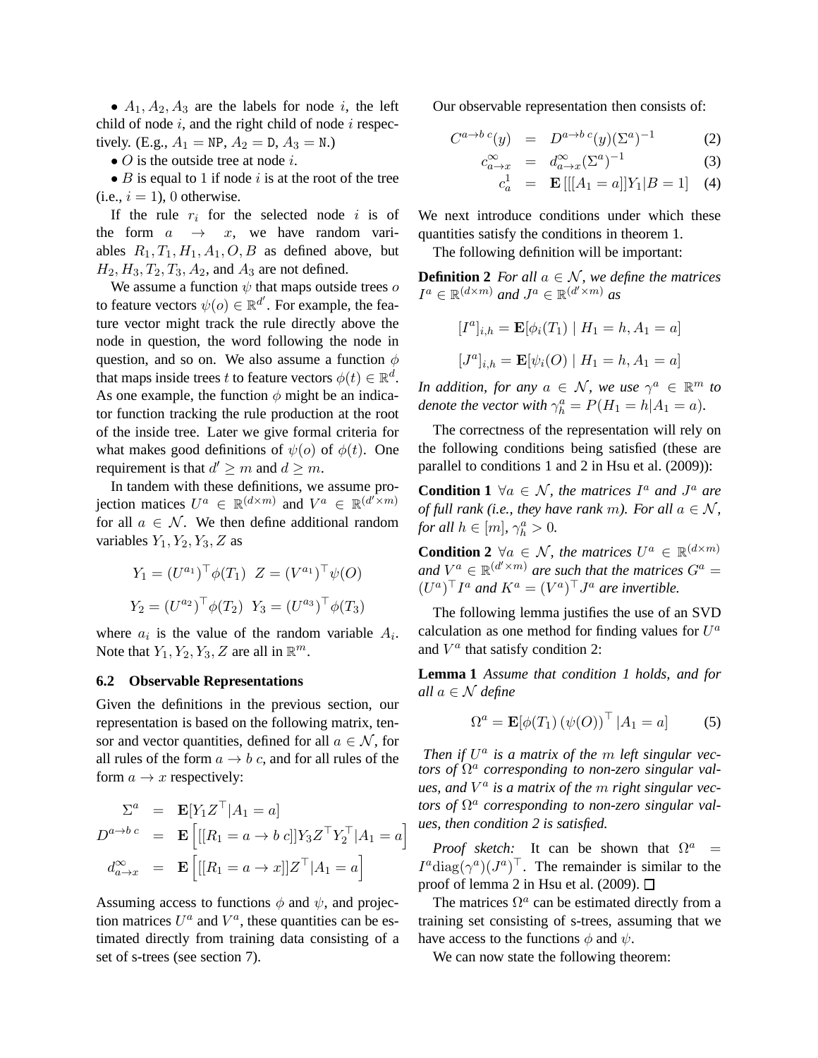• $A_1, A_2, A_3$ are the labels for node $i$, the left child of node $i$, and the right child of node $i$ respectively. (E.g., $A_1 = \texttt{NP}$, $A_2 = \texttt{D}$, $A_3 = \texttt{N}$.)

• $O$ is the outside tree at node $i$.

• $B$ is equal to 1 if node $i$ is at the root of the tree (i.e., $i = 1$), 0 otherwise.

If the rule $r_i$ for the selected node $i$ is of the form $a \rightarrow x$, we have random variables $R_1, T_1, H_1, A_1, O, B$ as defined above, but $H_2, H_3, T_2, T_3, A_2$, and $A_3$ are not defined.

We assume a function $\psi$ that maps outside trees $o$ to feature vectors $\psi(o) \in \mathbb{R}^{d'}$. For example, the feature vector might track the rule directly above the node in question, the word following the node in question, and so on. We also assume a function $\phi$ that maps inside trees $t$ to feature vectors $\phi(t) \in \mathbb{R}^d$. As one example, the function $\phi$ might be an indicator function tracking the rule production at the root of the inside tree. Later we give formal criteria for what makes good definitions of $\psi(o)$ of $\phi(t)$. One requirement is that $d' \geq m$ and $d \geq m$.

In tandem with these definitions, we assume projection matices $U^a \in \mathbb{R}^{(d \times m)}$ and $V^a \in \mathbb{R}^{(d' \times m)}$ for all $a \in \mathcal{N}$. We then define additional random variables $Y_1, Y_2, Y_3, Z$ as

$$Y_1 = (U^{a_1})^\top \phi(T_1) \quad Z = (V^{a_1})^\top \psi(O)$$

$$Y_2 = (U^{a_2})^\top \phi(T_2) \quad Y_3 = (U^{a_3})^\top \phi(T_3)$$

where $a_i$ is the value of the random variable $A_i$. Note that $Y_1, Y_2, Y_3, Z$ are all in $\mathbb{R}^m$.

### 6.2 Observable Representations

Given the definitions in the previous section, our representation is based on the following matrix, tensor and vector quantities, defined for all $a \in \mathcal{N}$, for all rules of the form $a \rightarrow b\ c$, and for all rules of the form $a \rightarrow x$ respectively:

$$\Sigma^a = \mathbf{E}[Y_1 Z^\top | A_1 = a]$$

$$D^{a \rightarrow b\ c} = \mathbf{E}\left[[[R_1 = a \rightarrow b\ c]] Y_3 Z^\top Y_2^\top | A_1 = a\right]$$

$$d^\infty_{a \rightarrow x} = \mathbf{E}\left[[[R_1 = a \rightarrow x]] Z^\top | A_1 = a\right]$$

Assuming access to functions $\phi$ and $\psi$, and projection matrices $U^a$ and $V^a$, these quantities can be estimated directly from training data consisting of a set of s-trees (see section 7).

Our observable representation then consists of:

$$C^{a \rightarrow b\ c}(y) = D^{a \rightarrow b\ c}(y)(\Sigma^a)^{-1} \quad (2)$$

$$c^\infty_{a \rightarrow x} = d^\infty_{a \rightarrow x}(\Sigma^a)^{-1} \quad (3)$$

$$c^1_a = \mathbf{E}\left[[[A_1 = a]] Y_1 | B = 1\right] \quad (4)$$

We next introduce conditions under which these quantities satisfy the conditions in theorem 1.

The following definition will be important:

**Definition 2** *For all $a \in \mathcal{N}$, we define the matrices $I^a \in \mathbb{R}^{(d \times m)}$ and $J^a \in \mathbb{R}^{(d' \times m)}$ as*

$$[I^a]_{i,h} = \mathbf{E}[\phi_i(T_1) \mid H_1 = h, A_1 = a]$$

$$[J^a]_{i,h} = \mathbf{E}[\psi_i(O) \mid H_1 = h, A_1 = a]$$

*In addition, for any $a \in \mathcal{N}$, we use $\gamma^a \in \mathbb{R}^m$ to denote the vector with $\gamma^a_h = P(H_1 = h | A_1 = a)$.*

The correctness of the representation will rely on the following conditions being satisfied (these are parallel to conditions 1 and 2 in Hsu et al. (2009)):

**Condition 1** *$\forall a \in \mathcal{N}$, the matrices $I^a$ and $J^a$ are of full rank (i.e., they have rank $m$). For all $a \in \mathcal{N}$, for all $h \in [m]$, $\gamma^a_h > 0$.*

**Condition 2** *$\forall a \in \mathcal{N}$, the matrices $U^a \in \mathbb{R}^{(d \times m)}$ and $V^a \in \mathbb{R}^{(d' \times m)}$ are such that the matrices $G^a = (U^a)^\top I^a$ and $K^a = (V^a)^\top J^a$ are invertible.*

The following lemma justifies the use of an SVD calculation as one method for finding values for $U^a$ and $V^a$ that satisfy condition 2:

**Lemma 1** *Assume that condition 1 holds, and for all $a \in \mathcal{N}$ define*

$$\Omega^a = \mathbf{E}[\phi(T_1)\,(\psi(O))^\top | A_1 = a] \quad (5)$$

*Then if $U^a$ is a matrix of the $m$ left singular vectors of $\Omega^a$ corresponding to non-zero singular values, and $V^a$ is a matrix of the $m$ right singular vectors of $\Omega^a$ corresponding to non-zero singular values, then condition 2 is satisfied.*

*Proof sketch:* It can be shown that $\Omega^a = I^a \text{diag}(\gamma^a)(J^a)^\top$. The remainder is similar to the proof of lemma 2 in Hsu et al. (2009). □

The matrices $\Omega^a$ can be estimated directly from a training set consisting of s-trees, assuming that we have access to the functions $\phi$ and $\psi$.

We can now state the following theorem: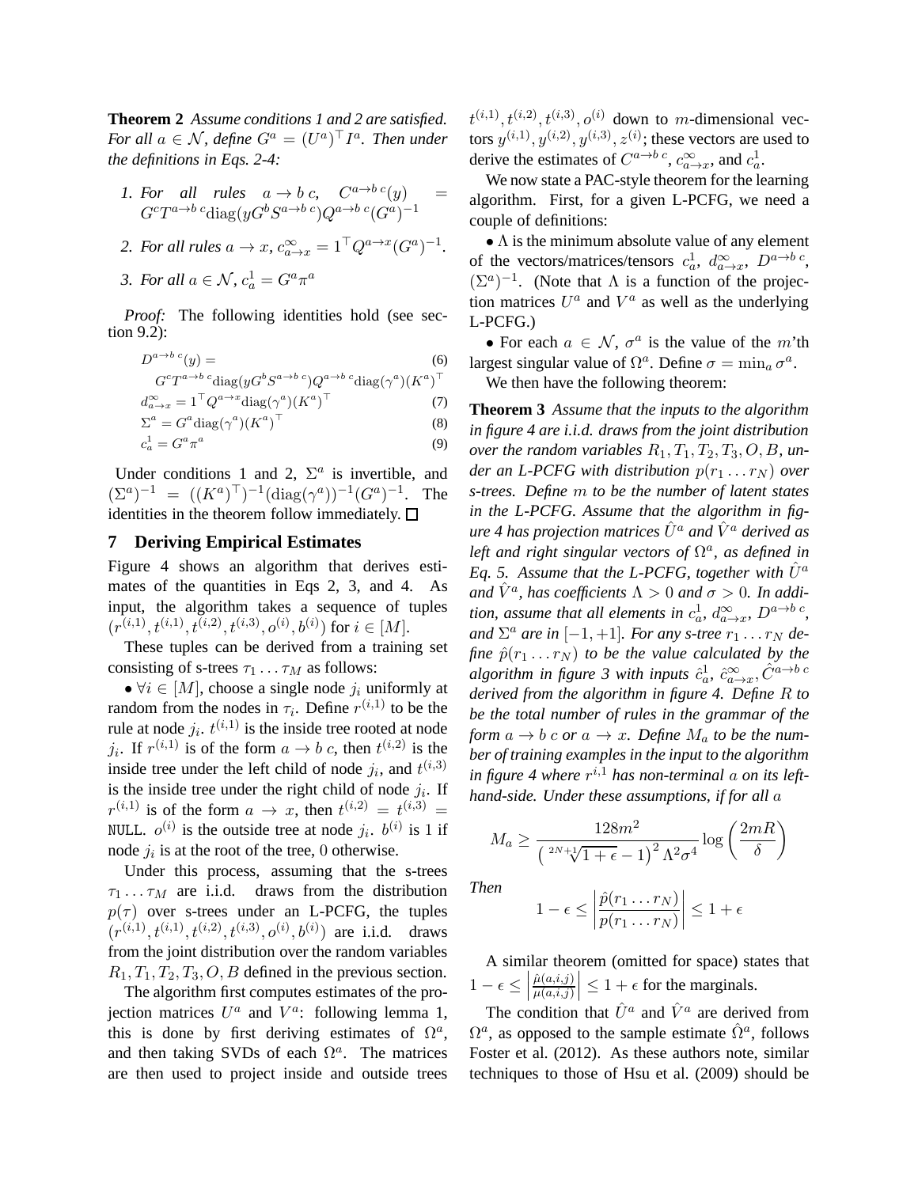**Theorem 2** *Assume conditions 1 and 2 are satisfied. For all $a \in \mathcal{N}$, define $G^a = (U^a)^\top I^a$. Then under the definitions in Eqs. 2-4:*

1. *For all rules $a \rightarrow b\ c$, $C^{a\rightarrow b\ c}(y) = G^c T^{a\rightarrow b\ c}\text{diag}(yG^b S^{a\rightarrow b\ c})Q^{a\rightarrow b\ c}(G^a)^{-1}$*
2. *For all rules $a \rightarrow x$, $c^\infty_{a\rightarrow x} = 1^\top Q^{a\rightarrow x}(G^a)^{-1}$.*
3. *For all $a \in \mathcal{N}$, $c^1_a = G^a \pi^a$*

*Proof:* The following identities hold (see section 9.2):

$$D^{a\rightarrow b\ c}(y) = G^c T^{a\rightarrow b\ c}\text{diag}(yG^b S^{a\rightarrow b\ c})Q^{a\rightarrow b\ c}\text{diag}(\gamma^a)(K^a)^\top \tag{6}$$

$$d^\infty_{a\rightarrow x} = 1^\top Q^{a\rightarrow x}\text{diag}(\gamma^a)(K^a)^\top \tag{7}$$

$$\Sigma^a = G^a \text{diag}(\gamma^a)(K^a)^\top \tag{8}$$

$$c^1_a = G^a \pi^a \tag{9}$$

Under conditions 1 and 2, $\Sigma^a$ is invertible, and $(\Sigma^a)^{-1} = ((K^a)^\top)^{-1}(\text{diag}(\gamma^a))^{-1}(G^a)^{-1}$. The identities in the theorem follow immediately. □

## 7 Deriving Empirical Estimates

Figure 4 shows an algorithm that derives estimates of the quantities in Eqs 2, 3, and 4. As input, the algorithm takes a sequence of tuples $(r^{(i,1)}, t^{(i,1)}, t^{(i,2)}, t^{(i,3)}, o^{(i)}, b^{(i)})$ for $i \in [M]$.

These tuples can be derived from a training set consisting of s-trees $\tau_1 \ldots \tau_M$ as follows:

- $\forall i \in [M]$, choose a single node $j_i$ uniformly at random from the nodes in $\tau_i$. Define $r^{(i,1)}$ to be the rule at node $j_i$. $t^{(i,1)}$ is the inside tree rooted at node $j_i$. If $r^{(i,1)}$ is of the form $a \rightarrow b\ c$, then $t^{(i,2)}$ is the inside tree under the left child of node $j_i$, and $t^{(i,3)}$ is the inside tree under the right child of node $j_i$. If $r^{(i,1)}$ is of the form $a \rightarrow x$, then $t^{(i,2)} = t^{(i,3)} =$ NULL. $o^{(i)}$ is the outside tree at node $j_i$. $b^{(i)}$ is 1 if node $j_i$ is at the root of the tree, 0 otherwise.

Under this process, assuming that the s-trees $\tau_1 \ldots \tau_M$ are i.i.d. draws from the distribution $p(\tau)$ over s-trees under an L-PCFG, the tuples $(r^{(i,1)}, t^{(i,1)}, t^{(i,2)}, t^{(i,3)}, o^{(i)}, b^{(i)})$ are i.i.d. draws from the joint distribution over the random variables $R_1, T_1, T_2, T_3, O, B$ defined in the previous section.

The algorithm first computes estimates of the projection matrices $U^a$ and $V^a$: following lemma 1, this is done by first deriving estimates of $\Omega^a$, and then taking SVDs of each $\Omega^a$. The matrices are then used to project inside and outside trees $t^{(i,1)}, t^{(i,2)}, t^{(i,3)}, o^{(i)}$ down to $m$-dimensional vectors $y^{(i,1)}, y^{(i,2)}, y^{(i,3)}, z^{(i)}$; these vectors are used to derive the estimates of $C^{a\rightarrow b\ c}$, $c^\infty_{a\rightarrow x}$, and $c^1_a$.

We now state a PAC-style theorem for the learning algorithm. First, for a given L-PCFG, we need a couple of definitions:

- $\Lambda$ is the minimum absolute value of any element of the vectors/matrices/tensors $c^1_a$, $d^\infty_{a\rightarrow x}$, $D^{a\rightarrow b\ c}$, $(\Sigma^a)^{-1}$. (Note that $\Lambda$ is a function of the projection matrices $U^a$ and $V^a$ as well as the underlying L-PCFG.)
- For each $a \in \mathcal{N}$, $\sigma^a$ is the value of the $m$'th largest singular value of $\Omega^a$. Define $\sigma = \min_a \sigma^a$.

We then have the following theorem:

**Theorem 3** *Assume that the inputs to the algorithm in figure 4 are i.i.d. draws from the joint distribution over the random variables $R_1, T_1, T_2, T_3, O, B$, under an L-PCFG with distribution $p(r_1 \ldots r_N)$ over s-trees. Define $m$ to be the number of latent states in the L-PCFG. Assume that the algorithm in figure 4 has projection matrices $\hat{U}^a$ and $\hat{V}^a$ derived as left and right singular vectors of $\Omega^a$, as defined in Eq. 5. Assume that the L-PCFG, together with $\hat{U}^a$ and $\hat{V}^a$, has coefficients $\Lambda > 0$ and $\sigma > 0$. In addition, assume that all elements in $c^1_a$, $d^\infty_{a\rightarrow x}$, $D^{a\rightarrow b\ c}$, and $\Sigma^a$ are in $[-1, +1]$. For any s-tree $r_1 \ldots r_N$ define $\hat{p}(r_1 \ldots r_N)$ to be the value calculated by the algorithm in figure 3 with inputs $\hat{c}^1_a$, $\hat{c}^\infty_{a\rightarrow x}$, $\hat{C}^{a\rightarrow b\ c}$ derived from the algorithm in figure 4. Define $R$ to be the total number of rules in the grammar of the form $a \rightarrow b\ c$ or $a \rightarrow x$. Define $M_a$ to be the number of training examples in the input to the algorithm in figure 4 where $r^{i,1}$ has non-terminal $a$ on its left-hand-side. Under these assumptions, if for all $a$*

$$M_a \geq \frac{128m^2}{\left(\sqrt[2N+1]{1+\epsilon} - 1\right)^2 \Lambda^2 \sigma^4} \log\left(\frac{2mR}{\delta}\right)$$

*Then*

$$1 - \epsilon \leq \left|\frac{\hat{p}(r_1 \ldots r_N)}{p(r_1 \ldots r_N)}\right| \leq 1 + \epsilon$$

A similar theorem (omitted for space) states that $1 - \epsilon \leq \left|\frac{\hat{\mu}(a,i,j)}{\mu(a,i,j)}\right| \leq 1 + \epsilon$ for the marginals.

The condition that $\hat{U}^a$ and $\hat{V}^a$ are derived from $\Omega^a$, as opposed to the sample estimate $\hat{\Omega}^a$, follows Foster et al. (2012). As these authors note, similar techniques to those of Hsu et al. (2009) should be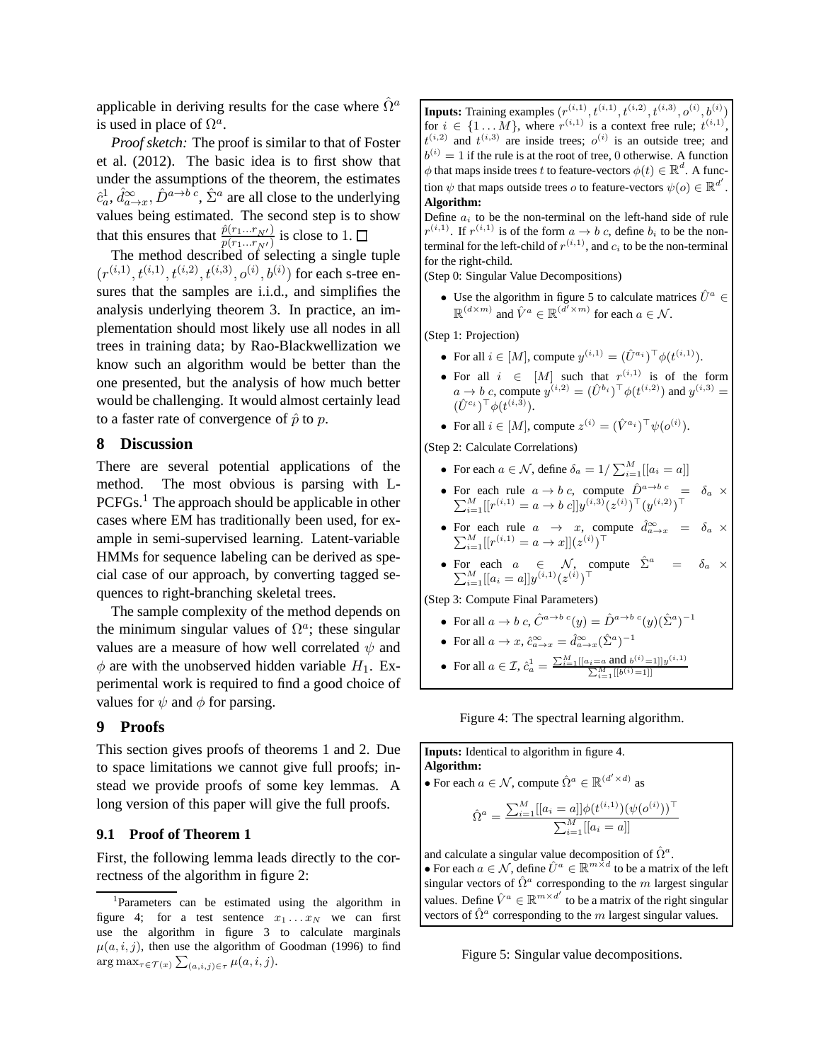applicable in deriving results for the case where $\hat{\Omega}^a$ is used in place of $\Omega^a$.

*Proof sketch:* The proof is similar to that of Foster et al. (2012). The basic idea is to first show that under the assumptions of the theorem, the estimates $\hat{c}^1_a$, $\hat{d}^\infty_{a\to x}$, $\hat{D}^{a\to b\ c}$, $\hat{\Sigma}^a$ are all close to the underlying values being estimated. The second step is to show that this ensures that $\frac{\hat{p}(r_1 \ldots r_{N'})}{p(r_1 \ldots r_{N'})}$ is close to 1. □

The method described of selecting a single tuple $(r^{(i,1)}, t^{(i,1)}, t^{(i,2)}, t^{(i,3)}, o^{(i)}, b^{(i)})$ for each s-tree ensures that the samples are i.i.d., and simplifies the analysis underlying theorem 3. In practice, an implementation should most likely use all nodes in all trees in training data; by Rao-Blackwellization we know such an algorithm would be better than the one presented, but the analysis of how much better would be challenging. It would almost certainly lead to a faster rate of convergence of $\hat{p}$ to $p$.

## 8 Discussion

There are several potential applications of the method. The most obvious is parsing with L-PCFGs.[1] The approach should be applicable in other cases where EM has traditionally been used, for example in semi-supervised learning. Latent-variable HMMs for sequence labeling can be derived as special case of our approach, by converting tagged sequences to right-branching skeletal trees.

The sample complexity of the method depends on the minimum singular values of $\Omega^a$; these singular values are a measure of how well correlated $\psi$ and $\phi$ are with the unobserved hidden variable $H_1$. Experimental work is required to find a good choice of values for $\psi$ and $\phi$ for parsing.

## 9 Proofs

This section gives proofs of theorems 1 and 2. Due to space limitations we cannot give full proofs; instead we provide proofs of some key lemmas. A long version of this paper will give the full proofs.

### 9.1 Proof of Theorem 1

First, the following lemma leads directly to the correctness of the algorithm in figure 2:

[1] Parameters can be estimated using the algorithm in figure 4; for a test sentence $x_1 \ldots x_N$ we can first use the algorithm in figure 3 to calculate marginals $\mu(a, i, j)$, then use the algorithm of Goodman (1996) to find $\arg\max_{\tau \in \mathcal{T}(x)} \sum_{(a,i,j)\in\tau} \mu(a, i, j)$.

---

**Inputs:** Training examples $(r^{(i,1)}, t^{(i,1)}, t^{(i,2)}, t^{(i,3)}, o^{(i)}, b^{(i)})$ for $i \in \{1 \ldots M\}$, where $r^{(i,1)}$ is a context free rule; $t^{(i,1)}$, $t^{(i,2)}$ and $t^{(i,3)}$ are inside trees; $o^{(i)}$ is an outside tree; and $b^{(i)} = 1$ if the rule is at the root of tree, 0 otherwise. A function $\phi$ that maps inside trees $t$ to feature-vectors $\phi(t) \in \mathbb{R}^d$. A function $\psi$ that maps outside trees $o$ to feature-vectors $\psi(o) \in \mathbb{R}^{d'}$.

**Algorithm:**

Define $a_i$ to be the non-terminal on the left-hand side of rule $r^{(i,1)}$. If $r^{(i,1)}$ is of the form $a \to b\ c$, define $b_i$ to be the non-terminal for the left-child of $r^{(i,1)}$, and $c_i$ to be the non-terminal for the right-child.

(Step 0: Singular Value Decompositions)

- Use the algorithm in figure 5 to calculate matrices $\hat{U}^a \in \mathbb{R}^{(d\times m)}$ and $\hat{V}^a \in \mathbb{R}^{(d'\times m)}$ for each $a \in \mathcal{N}$.

(Step 1: Projection)

- For all $i \in [M]$, compute $y^{(i,1)} = (\hat{U}^{a_i})^\top \phi(t^{(i,1)})$.
- For all $i \in [M]$ such that $r^{(i,1)}$ is of the form $a \to b\ c$, compute $y^{(i,2)} = (\hat{U}^{b_i})^\top \phi(t^{(i,2)})$ and $y^{(i,3)} = (\hat{U}^{c_i})^\top \phi(t^{(i,3)})$.
- For all $i \in [M]$, compute $z^{(i)} = (\hat{V}^{a_i})^\top \psi(o^{(i)})$.

(Step 2: Calculate Correlations)

- For each $a \in \mathcal{N}$, define $\delta_a = 1/\sum_{i=1}^M [[a_i = a]]$
- For each rule $a \to b\ c$, compute $\hat{D}^{a\to b\ c} = \delta_a \times \sum_{i=1}^M [[r^{(i,1)} = a \to b\ c]] y^{(i,3)} (z^{(i)})^\top (y^{(i,2)})^\top$
- For each rule $a \to x$, compute $\hat{d}^\infty_{a\to x} = \delta_a \times \sum_{i=1}^M [[r^{(i,1)} = a \to x]] (z^{(i)})^\top$
- For each $a \in \mathcal{N}$, compute $\hat{\Sigma}^a = \delta_a \times \sum_{i=1}^M [[a_i = a]] y^{(i,1)} (z^{(i)})^\top$

(Step 3: Compute Final Parameters)

- For all $a \to b\ c$, $\hat{C}^{a\to b\ c}(y) = \hat{D}^{a\to b\ c}(y)(\hat{\Sigma}^a)^{-1}$
- For all $a \to x$, $\hat{c}^\infty_{a\to x} = \hat{d}^\infty_{a\to x}(\hat{\Sigma}^a)^{-1}$
- For all $a \in \mathcal{I}$, $\hat{c}^1_a = \frac{\sum_{i=1}^M [[a_i = a \text{ and } b^{(i)} = 1]] y^{(i,1)}}{\sum_{i=1}^M [[b^{(i)} = 1]]}$

Figure 4: The spectral learning algorithm.

---

**Inputs:** Identical to algorithm in figure 4.

**Algorithm:**

- For each $a \in \mathcal{N}$, compute $\hat{\Omega}^a \in \mathbb{R}^{(d'\times d)}$ as

$$\hat{\Omega}^a = \frac{\sum_{i=1}^M [[a_i = a]] \phi(t^{(i,1)}) (\psi(o^{(i)}))^\top}{\sum_{i=1}^M [[a_i = a]]}$$

and calculate a singular value decomposition of $\hat{\Omega}^a$.

- For each $a \in \mathcal{N}$, define $\hat{U}^a \in \mathbb{R}^{m\times d}$ to be a matrix of the left singular vectors of $\hat{\Omega}^a$ corresponding to the $m$ largest singular values. Define $\hat{V}^a \in \mathbb{R}^{m\times d'}$ to be a matrix of the right singular vectors of $\hat{\Omega}^a$ corresponding to the $m$ largest singular values.

Figure 5: Singular value decompositions.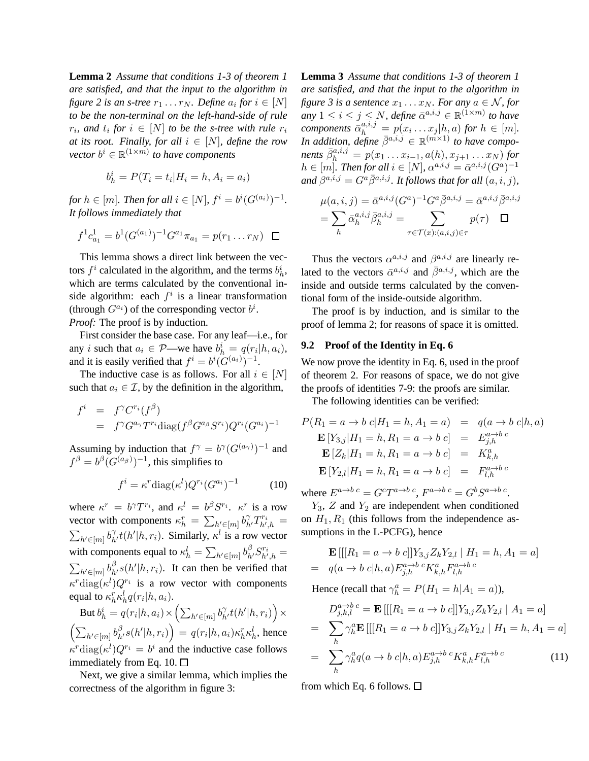**Lemma 2** *Assume that conditions 1-3 of theorem 1 are satisfied, and that the input to the algorithm in figure 2 is an s-tree $r_1 \ldots r_N$. Define $a_i$ for $i \in [N]$ to be the non-terminal on the left-hand-side of rule $r_i$, and $t_i$ for $i \in [N]$ to be the s-tree with rule $r_i$ at its root. Finally, for all $i \in [N]$, define the row vector $b^i \in \mathbb{R}^{(1\times m)}$ to have components*

$$b^i_h = P(T_i = t_i | H_i = h, A_i = a_i)$$

*for $h \in [m]$. Then for all $i \in [N]$, $f^i = b^i (G^{(a_i)})^{-1}$. It follows immediately that*

$$f^1 c^1_{a_1} = b^1 (G^{(a_1)})^{-1} G^{a_1} \pi_{a_1} = p(r_1 \ldots r_N) \quad \square$$

This lemma shows a direct link between the vectors $f^i$ calculated in the algorithm, and the terms $b^i_h$, which are terms calculated by the conventional inside algorithm: each $f^i$ is a linear transformation (through $G^{a_i}$) of the corresponding vector $b^i$.

*Proof:* The proof is by induction.

First consider the base case. For any leaf—i.e., for any $i$ such that $a_i \in \mathcal{P}$—we have $b^i_h = q(r_i|h, a_i)$, and it is easily verified that $f^i = b^i(G^{(a_i)})^{-1}$.

The inductive case is as follows. For all $i \in [N]$ such that $a_i \in \mathcal{I}$, by the definition in the algorithm,

$$\begin{aligned} f^i &= f^\gamma C^{r_i}(f^\beta) \\ &= f^\gamma G^{a_\gamma} T^{r_i} \mathrm{diag}(f^\beta G^{a_\beta} S^{r_i}) Q^{r_i} (G^{a_i})^{-1} \end{aligned}$$

Assuming by induction that $f^\gamma = b^\gamma (G^{(a_\gamma)})^{-1}$ and $f^\beta = b^\beta (G^{(a_\beta)})^{-1}$, this simplifies to

$$f^i = \kappa^r \mathrm{diag}(\kappa^l) Q^{r_i} (G^{a_i})^{-1} \tag{10}$$

where $\kappa^r = b^\gamma T^{r_i}$, and $\kappa^l = b^\beta S^{r_i}$. $\kappa^r$ is a row vector with components $\kappa^r_h = \sum_{h' \in [m]} b^\gamma_{h'} T^{r_i}_{h',h} = \sum_{h' \in [m]} b^\gamma_{h'} t(h'|h, r_i)$. Similarly, $\kappa^l$ is a row vector with components equal to $\kappa^l_h = \sum_{h' \in [m]} b^\beta_{h'} S^{r_i}_{h',h} = \sum_{h' \in [m]} b^\beta_{h'} s(h'|h, r_i)$. It can then be verified that $\kappa^r \mathrm{diag}(\kappa^l) Q^{r_i}$ is a row vector with components equal to $\kappa^r_h \kappa^l_h q(r_i|h, a_i)$.

But $b^i_h = q(r_i|h, a_i) \times \left(\sum_{h' \in [m]} b^\gamma_{h'} t(h'|h, r_i)\right) \times \left(\sum_{h' \in [m]} b^\beta_{h'} s(h'|h, r_i)\right) = q(r_i|h, a_i) \kappa^r_h \kappa^l_h$, hence $\kappa^r \mathrm{diag}(\kappa^l) Q^{r_i} = b^i$ and the inductive case follows immediately from Eq. 10. $\square$

Next, we give a similar lemma, which implies the correctness of the algorithm in figure 3:

**Lemma 3** *Assume that conditions 1-3 of theorem 1 are satisfied, and that the input to the algorithm in figure 3 is a sentence $x_1 \ldots x_N$. For any $a \in \mathcal{N}$, for any $1 \leq i \leq j \leq N$, define $\bar{\alpha}^{a,i,j} \in \mathbb{R}^{(1\times m)}$ to have components $\bar{\alpha}^{a,i,j}_h = p(x_i \ldots x_j | h, a)$ for $h \in [m]$. In addition, define $\bar{\beta}^{a,i,j} \in \mathbb{R}^{(m \times 1)}$ to have components $\bar{\beta}^{a,i,j}_h = p(x_1 \ldots x_{i-1}, a(h), x_{j+1} \ldots x_N)$ for $h \in [m]$. Then for all $i \in [N]$, $\alpha^{a,i,j} = \bar{\alpha}^{a,i,j}(G^a)^{-1}$ and $\beta^{a,i,j} = G^a \bar{\beta}^{a,i,j}$. It follows that for all $(a, i, j)$,*

$$\begin{aligned} \mu(a, i, j) &= \bar{\alpha}^{a,i,j}(G^a)^{-1} G^a \bar{\beta}^{a,i,j} = \bar{\alpha}^{a,i,j} \bar{\beta}^{a,i,j} \\ &= \sum_h \bar{\alpha}^{a,i,j}_h \bar{\beta}^{a,i,j}_h = \sum_{\tau \in \mathcal{T}(x) : (a,i,j) \in \tau} p(\tau) \quad \square \end{aligned}$$

Thus the vectors $\alpha^{a,i,j}$ and $\beta^{a,i,j}$ are linearly related to the vectors $\bar{\alpha}^{a,i,j}$ and $\bar{\beta}^{a,i,j}$, which are the inside and outside terms calculated by the conventional form of the inside-outside algorithm.

The proof is by induction, and is similar to the proof of lemma 2; for reasons of space it is omitted.

### 9.2 Proof of the Identity in Eq. 6

We now prove the identity in Eq. 6, used in the proof of theorem 2. For reasons of space, we do not give the proofs of identities 7-9: the proofs are similar.

The following identities can be verified:

$$\begin{aligned} P(R_1 = a \to b\ c | H_1 = h, A_1 = a) &= q(a \to b\ c | h, a) \\ \mathbf{E}\left[Y_{3,j} | H_1 = h, R_1 = a \to b\ c\right] &= E^{a \to b\ c}_{j,h} \\ \mathbf{E}\left[Z_k | H_1 = h, R_1 = a \to b\ c\right] &= K^a_{k,h} \\ \mathbf{E}\left[Y_{2,l} | H_1 = h, R_1 = a \to b\ c\right] &= F^{a \to b\ c}_{l,h} \end{aligned}$$

where $E^{a \to b\ c} = G^c T^{a \to b\ c}$, $F^{a \to b\ c} = G^b S^{a \to b\ c}$.

$Y_3$, $Z$ and $Y_2$ are independent when conditioned on $H_1, R_1$ (this follows from the independence assumptions in the L-PCFG), hence

$$\begin{aligned} & \mathbf{E}\left[[[R_1 = a \to b\ c]] Y_{3,j} Z_k Y_{2,l} \mid H_1 = h, A_1 = a\right] \\ = \ & q(a \to b\ c | h, a) E^{a \to b\ c}_{j,h} K^a_{k,h} F^{a \to b\ c}_{l,h} \end{aligned}$$

Hence (recall that $\gamma^a_h = P(H_1 = h | A_1 = a)$),

$$\begin{aligned} & D^{a \to b\ c}_{j,k,l} = \mathbf{E}\left[[[R_1 = a \to b\ c]] Y_{3,j} Z_k Y_{2,l} \mid A_1 = a\right] \\ = \ & \sum_h \gamma^a_h \mathbf{E}\left[[[R_1 = a \to b\ c]] Y_{3,j} Z_k Y_{2,l} \mid H_1 = h, A_1 = a\right] \\ = \ & \sum_h \gamma^a_h q(a \to b\ c | h, a) E^{a \to b\ c}_{j,h} K^a_{k,h} F^{a \to b\ c}_{l,h} \end{aligned} \tag{11}$$

from which Eq. 6 follows. $\square$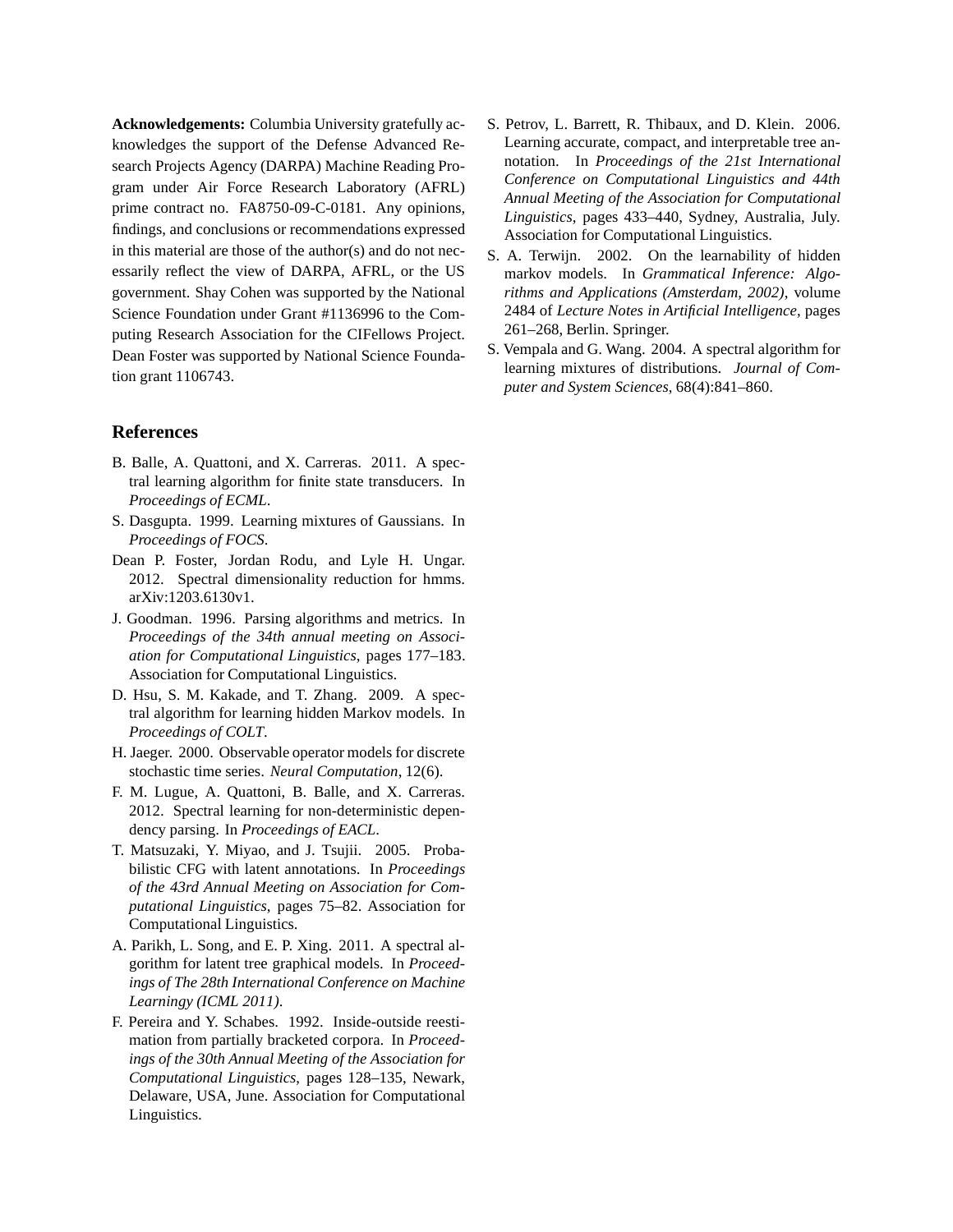**Acknowledgements:** Columbia University gratefully acknowledges the support of the Defense Advanced Research Projects Agency (DARPA) Machine Reading Program under Air Force Research Laboratory (AFRL) prime contract no. FA8750-09-C-0181. Any opinions, findings, and conclusions or recommendations expressed in this material are those of the author(s) and do not necessarily reflect the view of DARPA, AFRL, or the US government. Shay Cohen was supported by the National Science Foundation under Grant #1136996 to the Computing Research Association for the CIFellows Project. Dean Foster was supported by National Science Foundation grant 1106743.

## References

B. Balle, A. Quattoni, and X. Carreras. 2011. A spectral learning algorithm for finite state transducers. In *Proceedings of ECML*.

S. Dasgupta. 1999. Learning mixtures of Gaussians. In *Proceedings of FOCS*.

Dean P. Foster, Jordan Rodu, and Lyle H. Ungar. 2012. Spectral dimensionality reduction for hmms. arXiv:1203.6130v1.

J. Goodman. 1996. Parsing algorithms and metrics. In *Proceedings of the 34th annual meeting on Association for Computational Linguistics*, pages 177–183. Association for Computational Linguistics.

D. Hsu, S. M. Kakade, and T. Zhang. 2009. A spectral algorithm for learning hidden Markov models. In *Proceedings of COLT*.

H. Jaeger. 2000. Observable operator models for discrete stochastic time series. *Neural Computation*, 12(6).

F. M. Lugue, A. Quattoni, B. Balle, and X. Carreras. 2012. Spectral learning for non-deterministic dependency parsing. In *Proceedings of EACL*.

T. Matsuzaki, Y. Miyao, and J. Tsujii. 2005. Probabilistic CFG with latent annotations. In *Proceedings of the 43rd Annual Meeting on Association for Computational Linguistics*, pages 75–82. Association for Computational Linguistics.

A. Parikh, L. Song, and E. P. Xing. 2011. A spectral algorithm for latent tree graphical models. In *Proceedings of The 28th International Conference on Machine Learningy (ICML 2011)*.

F. Pereira and Y. Schabes. 1992. Inside-outside reestimation from partially bracketed corpora. In *Proceedings of the 30th Annual Meeting of the Association for Computational Linguistics*, pages 128–135, Newark, Delaware, USA, June. Association for Computational Linguistics.

S. Petrov, L. Barrett, R. Thibaux, and D. Klein. 2006. Learning accurate, compact, and interpretable tree annotation. In *Proceedings of the 21st International Conference on Computational Linguistics and 44th Annual Meeting of the Association for Computational Linguistics*, pages 433–440, Sydney, Australia, July. Association for Computational Linguistics.

S. A. Terwijn. 2002. On the learnability of hidden markov models. In *Grammatical Inference: Algorithms and Applications (Amsterdam, 2002)*, volume 2484 of *Lecture Notes in Artificial Intelligence*, pages 261–268, Berlin. Springer.

S. Vempala and G. Wang. 2004. A spectral algorithm for learning mixtures of distributions. *Journal of Computer and System Sciences*, 68(4):841–860.